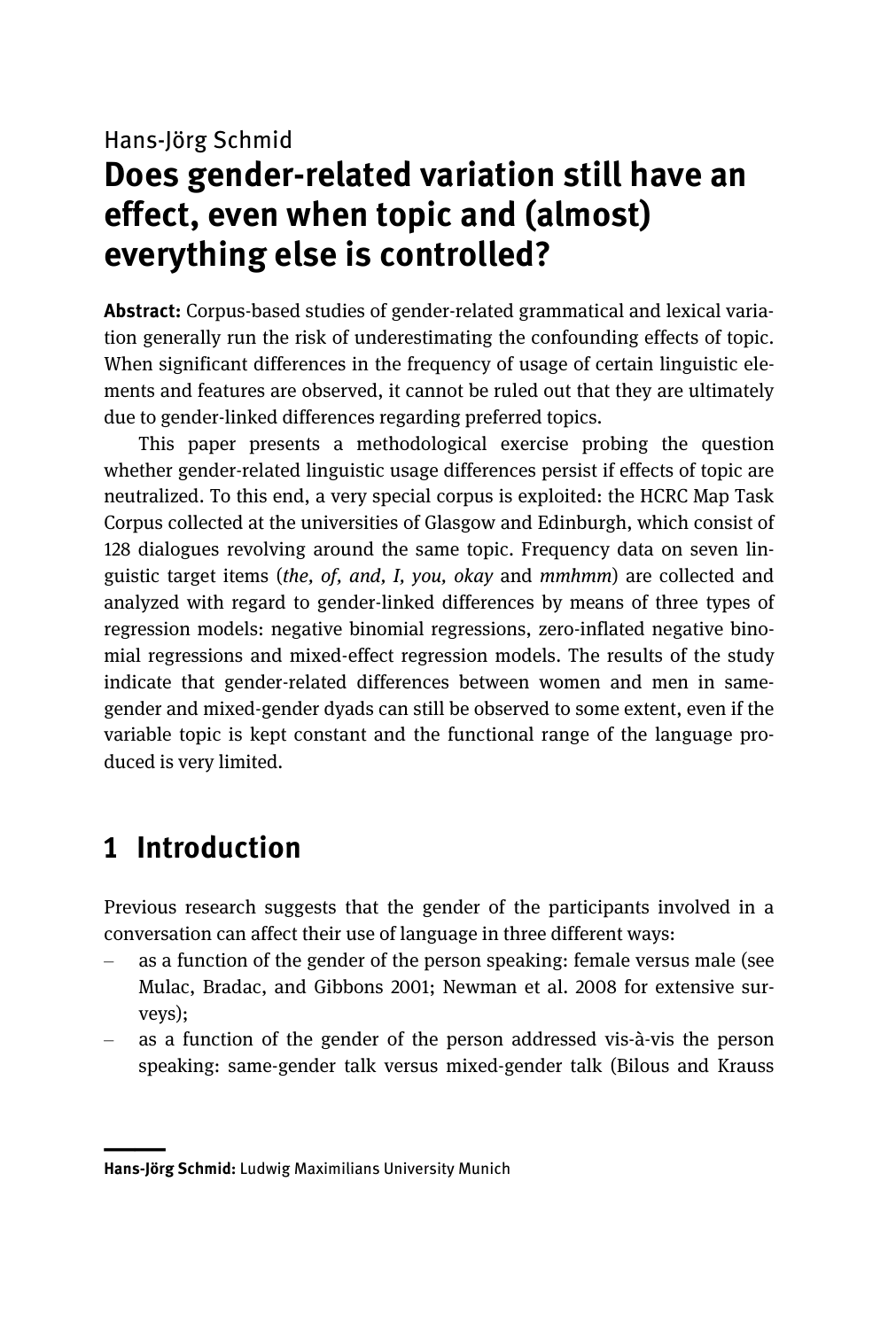Hans-Jörg Schmid

# Does gender-related variation still have an effect, even when topic and (almost) everything else is controlled?

**Abstract:** Corpus-based studies of gender-related grammatical and lexical variation generally run the risk of underestimating the confounding effects of topic. When significant differences in the frequency of usage of certain linguistic elements and features are observed, it cannot be ruled out that they are ultimately due to gender-linked differences regarding preferred topics.

This paper presents a methodological exercise probing the question whether gender-related linguistic usage differences persist if effects of topic are neutralized. To this end, a very special corpus is exploited: the HCRC Map Task Corpus collected at the universities of Glasgow and Edinburgh, which consist of 128 dialogues revolving around the same topic. Frequency data on seven linguistic target items (*the, of, and, I, you, okay* and *mmhmm*) are collected and analyzed with regard to gender-linked differences by means of three types of regression models: negative binomial regressions, zero-inflated negative binomial regressions and mixed-effect regression models. The results of the study indicate that gender-related differences between women and men in same-gender and mixed-gender dyads can still be observed to some extent, even if the variable topic is kept constant and the functional range of the language produced is very limited.

## 1 Introduction

Previous research suggests that the gender of the participants involved in a conversation can affect their use of language in three different ways:

- as a function of the gender of the person speaking: female versus male (see Mulac, Bradac, and Gibbons 2001; Newman et al. 2008 for extensive surveys);
- as a function of the gender of the person addressed vis-à-vis the person speaking: same-gender talk versus mixed-gender talk (Bilous and Krauss

---

**Hans-Jörg Schmid:** Ludwig Maximilians University Munich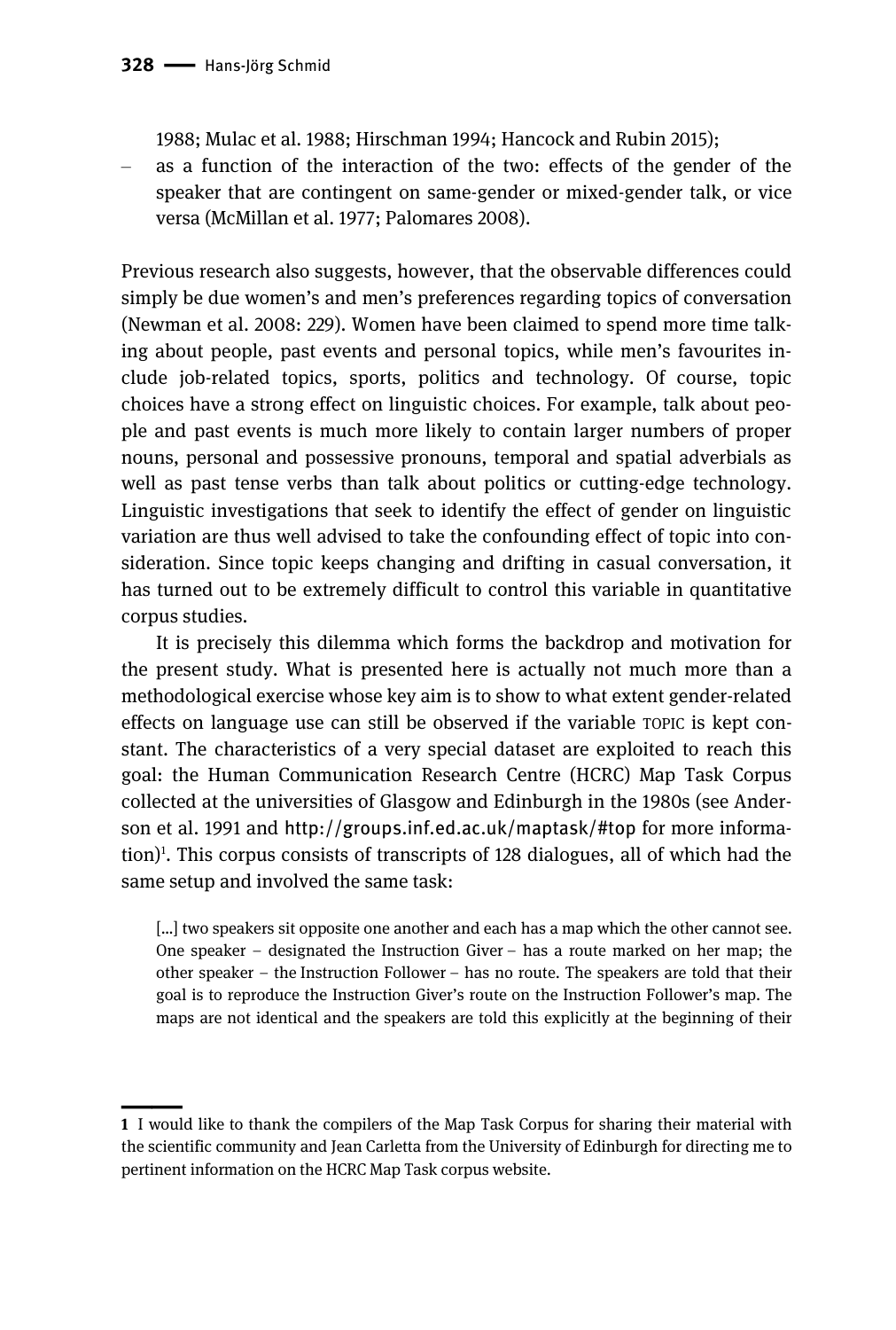1988; Mulac et al. 1988; Hirschman 1994; Hancock and Rubin 2015);

- as a function of the interaction of the two: effects of the gender of the speaker that are contingent on same-gender or mixed-gender talk, or vice versa (McMillan et al. 1977; Palomares 2008).

Previous research also suggests, however, that the observable differences could simply be due women's and men's preferences regarding topics of conversation (Newman et al. 2008: 229). Women have been claimed to spend more time talking about people, past events and personal topics, while men's favourites include job-related topics, sports, politics and technology. Of course, topic choices have a strong effect on linguistic choices. For example, talk about people and past events is much more likely to contain larger numbers of proper nouns, personal and possessive pronouns, temporal and spatial adverbials as well as past tense verbs than talk about politics or cutting-edge technology. Linguistic investigations that seek to identify the effect of gender on linguistic variation are thus well advised to take the confounding effect of topic into consideration. Since topic keeps changing and drifting in casual conversation, it has turned out to be extremely difficult to control this variable in quantitative corpus studies.

It is precisely this dilemma which forms the backdrop and motivation for the present study. What is presented here is actually not much more than a methodological exercise whose key aim is to show to what extent gender-related effects on language use can still be observed if the variable TOPIC is kept constant. The characteristics of a very special dataset are exploited to reach this goal: the Human Communication Research Centre (HCRC) Map Task Corpus collected at the universities of Glasgow and Edinburgh in the 1980s (see Anderson et al. 1991 and http://groups.inf.ed.ac.uk/maptask/#top for more information)[1]. This corpus consists of transcripts of 128 dialogues, all of which had the same setup and involved the same task:

> [...] two speakers sit opposite one another and each has a map which the other cannot see. One speaker – designated the Instruction Giver – has a route marked on her map; the other speaker – the Instruction Follower – has no route. The speakers are told that their goal is to reproduce the Instruction Giver's route on the Instruction Follower's map. The maps are not identical and the speakers are told this explicitly at the beginning of their

---

**1** I would like to thank the compilers of the Map Task Corpus for sharing their material with the scientific community and Jean Carletta from the University of Edinburgh for directing me to pertinent information on the HCRC Map Task corpus website.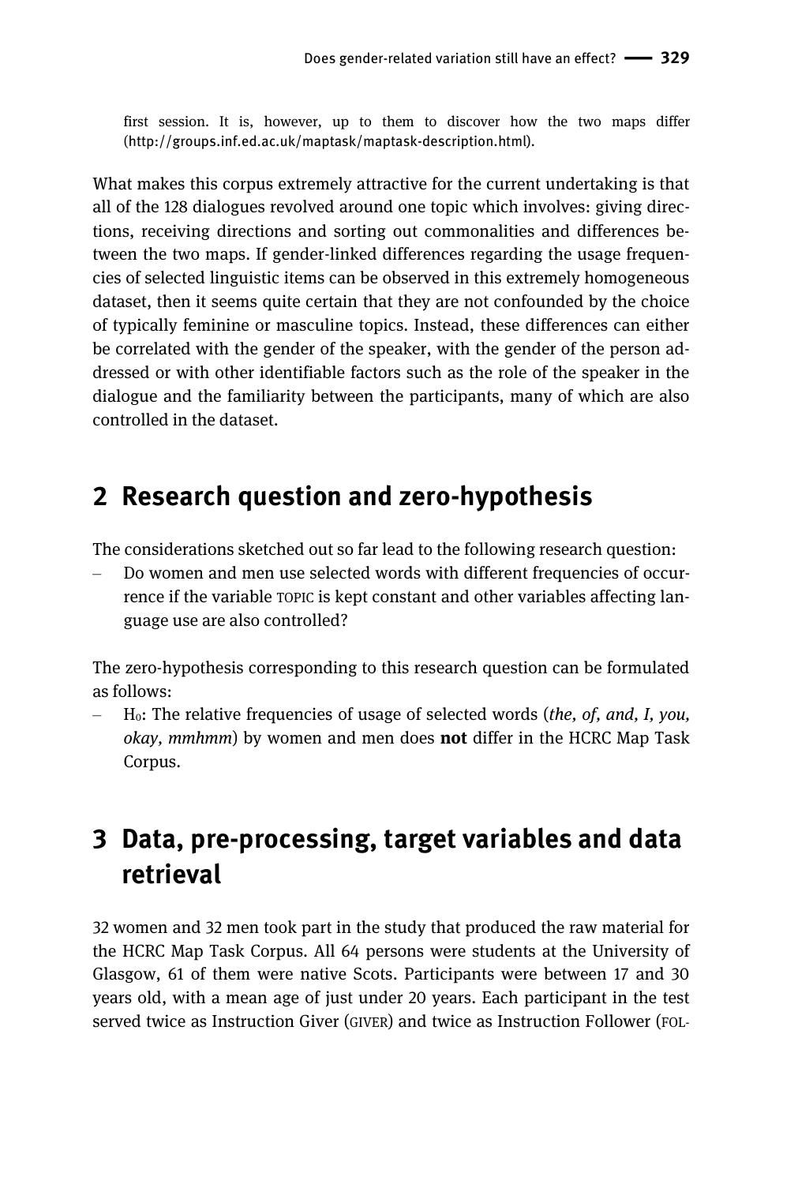first session. It is, however, up to them to discover how the two maps differ (http://groups.inf.ed.ac.uk/maptask/maptask-description.html).

What makes this corpus extremely attractive for the current undertaking is that all of the 128 dialogues revolved around one topic which involves: giving directions, receiving directions and sorting out commonalities and differences between the two maps. If gender-linked differences regarding the usage frequencies of selected linguistic items can be observed in this extremely homogeneous dataset, then it seems quite certain that they are not confounded by the choice of typically feminine or masculine topics. Instead, these differences can either be correlated with the gender of the speaker, with the gender of the person addressed or with other identifiable factors such as the role of the speaker in the dialogue and the familiarity between the participants, many of which are also controlled in the dataset.

## 2 Research question and zero-hypothesis

The considerations sketched out so far lead to the following research question:

– Do women and men use selected words with different frequencies of occurrence if the variable TOPIC is kept constant and other variables affecting language use are also controlled?

The zero-hypothesis corresponding to this research question can be formulated as follows:

– $H_0$: The relative frequencies of usage of selected words (*the, of, and, I, you, okay, mmhmm*) by women and men does **not** differ in the HCRC Map Task Corpus.

## 3 Data, pre-processing, target variables and data retrieval

32 women and 32 men took part in the study that produced the raw material for the HCRC Map Task Corpus. All 64 persons were students at the University of Glasgow, 61 of them were native Scots. Participants were between 17 and 30 years old, with a mean age of just under 20 years. Each participant in the test served twice as Instruction Giver (GIVER) and twice as Instruction Follower (FOL-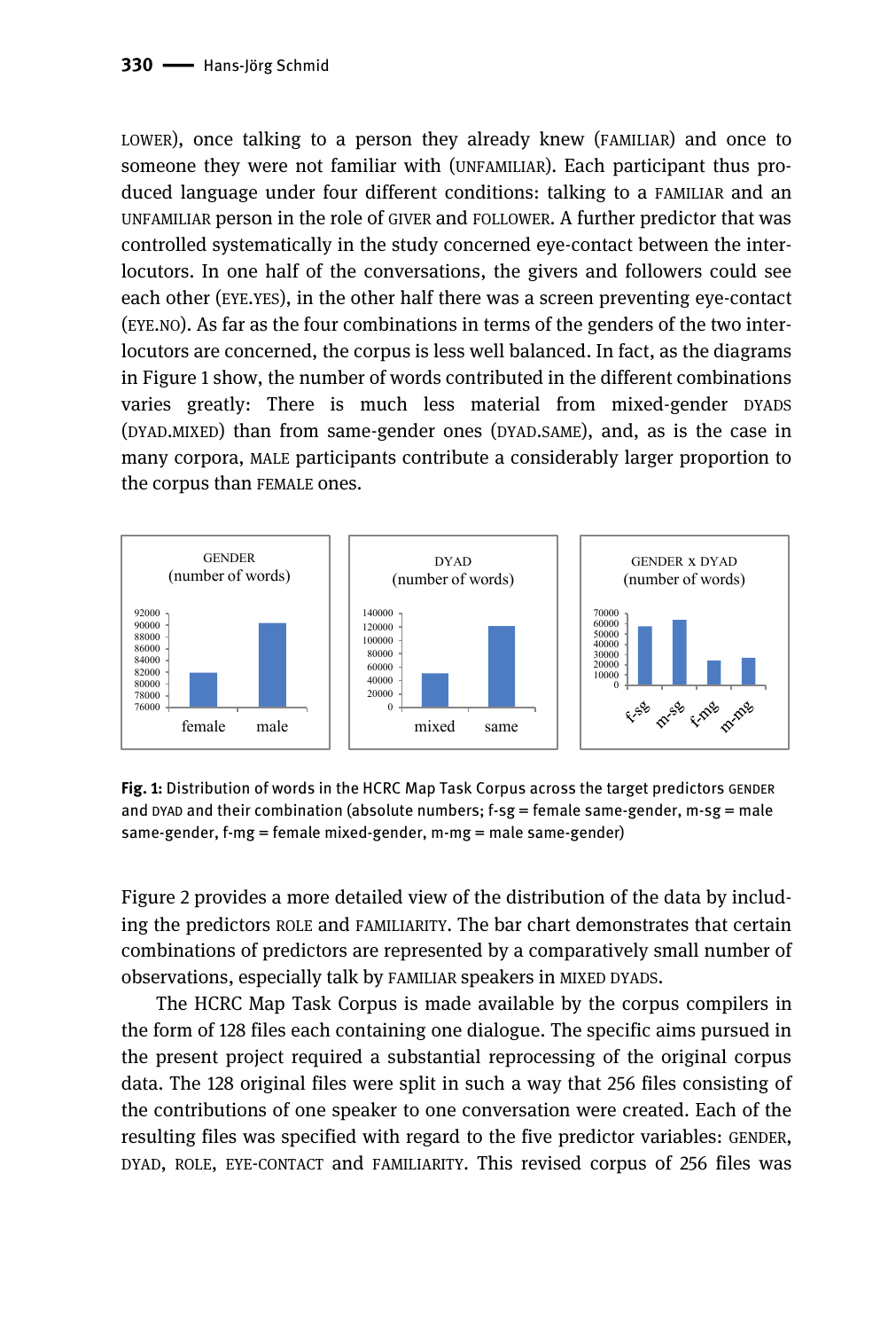LOWER), once talking to a person they already knew (FAMILIAR) and once to someone they were not familiar with (UNFAMILIAR). Each participant thus produced language under four different conditions: talking to a FAMILIAR and an UNFAMILIAR person in the role of GIVER and FOLLOWER. A further predictor that was controlled systematically in the study concerned eye-contact between the interlocutors. In one half of the conversations, the givers and followers could see each other (EYE.YES), in the other half there was a screen preventing eye-contact (EYE.NO). As far as the four combinations in terms of the genders of the two interlocutors are concerned, the corpus is less well balanced. In fact, as the diagrams in Figure 1 show, the number of words contributed in the different combinations varies greatly: There is much less material from mixed-gender DYADS (DYAD.MIXED) than from same-gender ones (DYAD.SAME), and, as is the case in many corpora, MALE participants contribute a considerably larger proportion to the corpus than FEMALE ones.

**Fig. 1:** Distribution of words in the HCRC Map Task Corpus across the target predictors GENDER and DYAD and their combination (absolute numbers; f-sg = female same-gender, m-sg = male same-gender, f-mg = female mixed-gender, m-mg = male same-gender)

Figure 2 provides a more detailed view of the distribution of the data by including the predictors ROLE and FAMILIARITY. The bar chart demonstrates that certain combinations of predictors are represented by a comparatively small number of observations, especially talk by FAMILIAR speakers in MIXED DYADS.

The HCRC Map Task Corpus is made available by the corpus compilers in the form of 128 files each containing one dialogue. The specific aims pursued in the present project required a substantial reprocessing of the original corpus data. The 128 original files were split in such a way that 256 files consisting of the contributions of one speaker to one conversation were created. Each of the resulting files was specified with regard to the five predictor variables: GENDER, DYAD, ROLE, EYE-CONTACT and FAMILIARITY. This revised corpus of 256 files was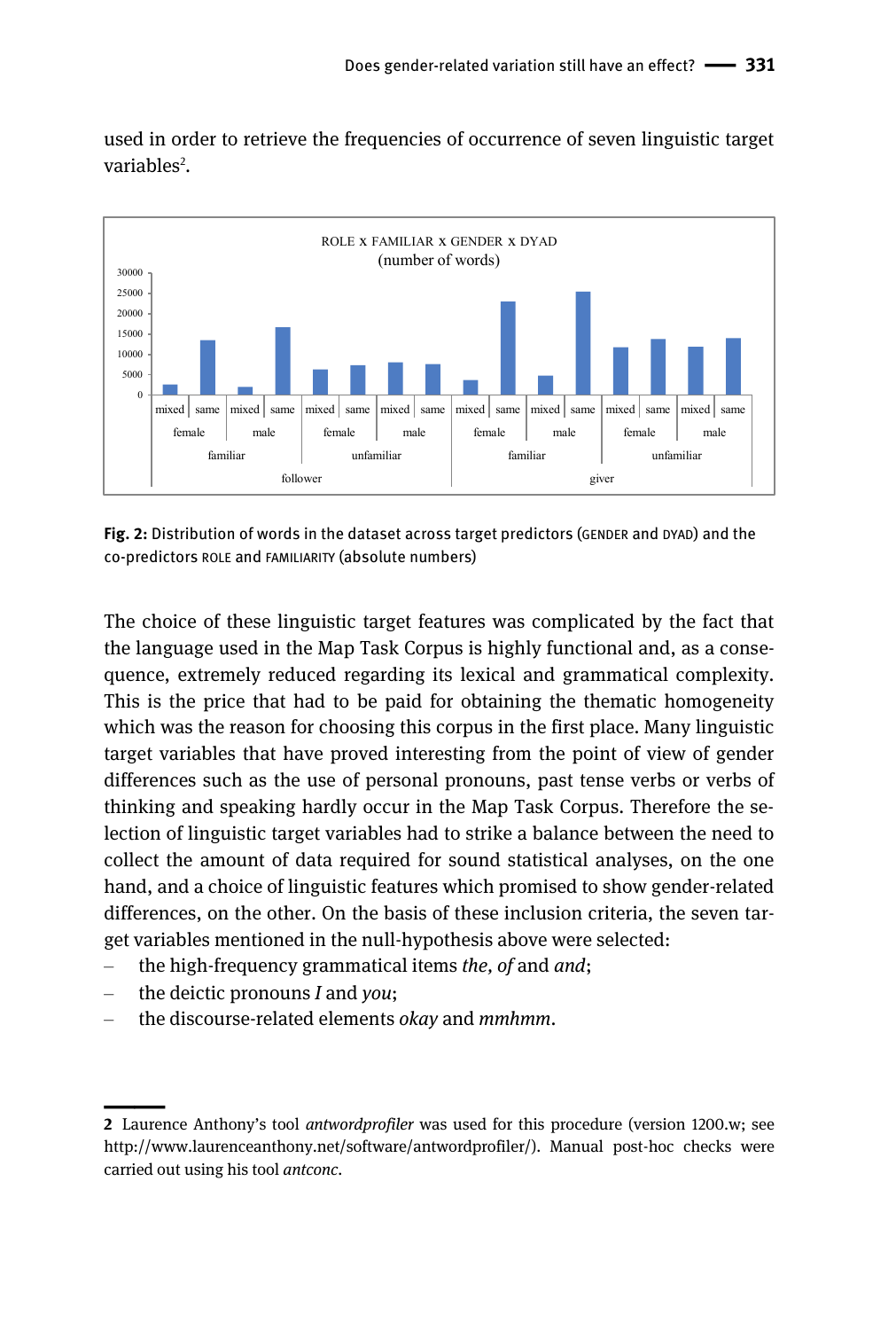used in order to retrieve the frequencies of occurrence of seven linguistic target variables[2].

**Fig. 2:** Distribution of words in the dataset across target predictors (GENDER and DYAD) and the co-predictors ROLE and FAMILIARITY (absolute numbers)

The choice of these linguistic target features was complicated by the fact that the language used in the Map Task Corpus is highly functional and, as a consequence, extremely reduced regarding its lexical and grammatical complexity. This is the price that had to be paid for obtaining the thematic homogeneity which was the reason for choosing this corpus in the first place. Many linguistic target variables that have proved interesting from the point of view of gender differences such as the use of personal pronouns, past tense verbs or verbs of thinking and speaking hardly occur in the Map Task Corpus. Therefore the selection of linguistic target variables had to strike a balance between the need to collect the amount of data required for sound statistical analyses, on the one hand, and a choice of linguistic features which promised to show gender-related differences, on the other. On the basis of these inclusion criteria, the seven target variables mentioned in the null-hypothesis above were selected:

- the high-frequency grammatical items *the, of* and *and*;
- the deictic pronouns *I* and *you*;
- the discourse-related elements *okay* and *mmhmm*.

---

2 Laurence Anthony's tool *antwordprofiler* was used for this procedure (version 1200.w; see http://www.laurenceanthony.net/software/antwordprofiler/). Manual post-hoc checks were carried out using his tool *antconc*.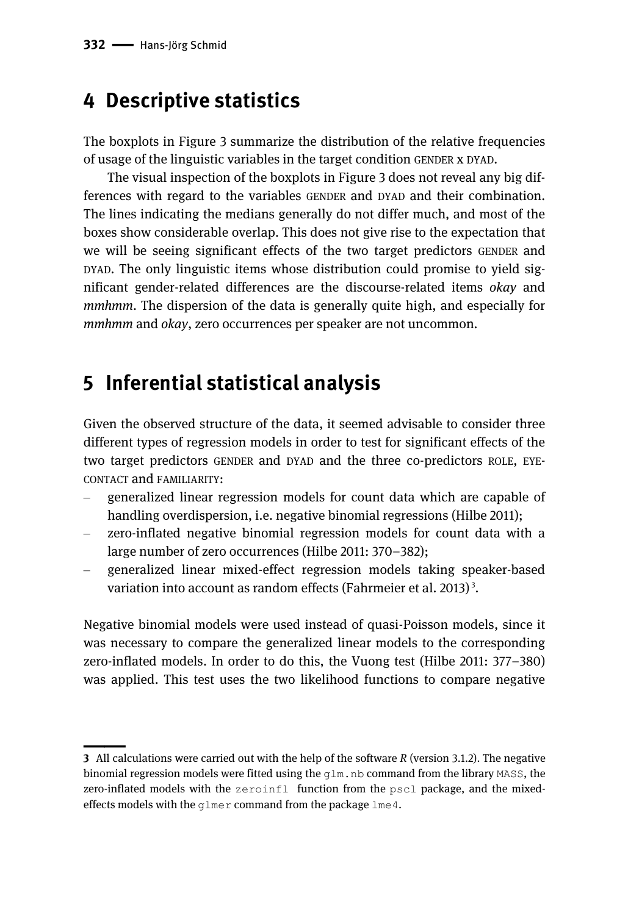## 4 Descriptive statistics

The boxplots in Figure 3 summarize the distribution of the relative frequencies of usage of the linguistic variables in the target condition GENDER x DYAD.

The visual inspection of the boxplots in Figure 3 does not reveal any big differences with regard to the variables GENDER and DYAD and their combination. The lines indicating the medians generally do not differ much, and most of the boxes show considerable overlap. This does not give rise to the expectation that we will be seeing significant effects of the two target predictors GENDER and DYAD. The only linguistic items whose distribution could promise to yield significant gender-related differences are the discourse-related items *okay* and *mmhmm*. The dispersion of the data is generally quite high, and especially for *mmhmm* and *okay*, zero occurrences per speaker are not uncommon.

## 5 Inferential statistical analysis

Given the observed structure of the data, it seemed advisable to consider three different types of regression models in order to test for significant effects of the two target predictors GENDER and DYAD and the three co-predictors ROLE, EYE-CONTACT and FAMILIARITY:

- generalized linear regression models for count data which are capable of handling overdispersion, i.e. negative binomial regressions (Hilbe 2011);
- zero-inflated negative binomial regression models for count data with a large number of zero occurrences (Hilbe 2011: 370–382);
- generalized linear mixed-effect regression models taking speaker-based variation into account as random effects (Fahrmeier et al. 2013)[3].

Negative binomial models were used instead of quasi-Poisson models, since it was necessary to compare the generalized linear models to the corresponding zero-inflated models. In order to do this, the Vuong test (Hilbe 2011: 377–380) was applied. This test uses the two likelihood functions to compare negative

---

**3** All calculations were carried out with the help of the software *R* (version 3.1.2). The negative binomial regression models were fitted using the `glm.nb` command from the library `MASS`, the zero-inflated models with the `zeroinfl` function from the `pscl` package, and the mixed-effects models with the `glmer` command from the package `lme4`.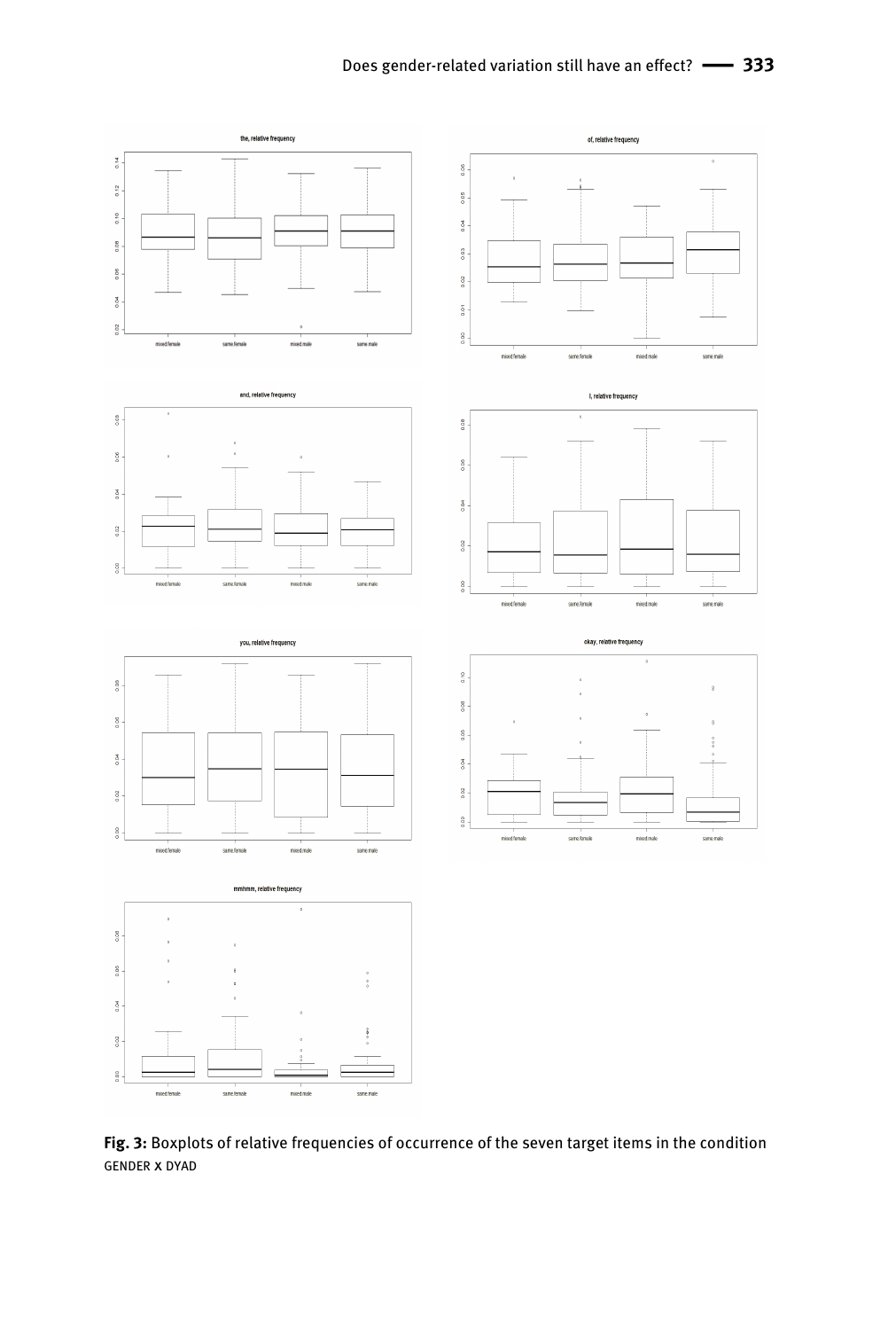**Fig. 3:** Boxplots of relative frequencies of occurrence of the seven target items in the condition GENDER X DYAD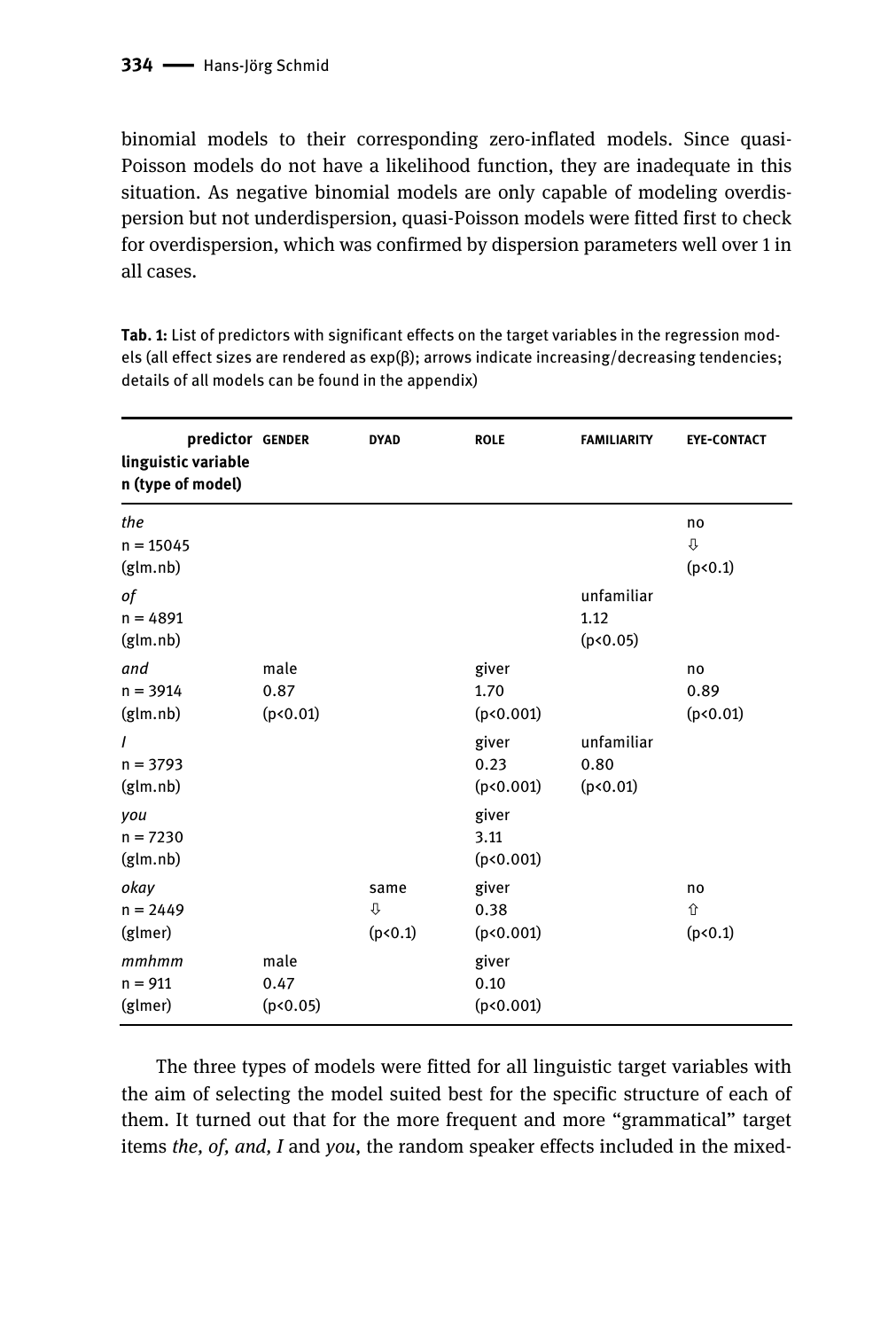binomial models to their corresponding zero-inflated models. Since quasi-Poisson models do not have a likelihood function, they are inadequate in this situation. As negative binomial models are only capable of modeling overdispersion but not underdispersion, quasi-Poisson models were fitted first to check for overdispersion, which was confirmed by dispersion parameters well over 1 in all cases.

**Tab. 1:** List of predictors with significant effects on the target variables in the regression models (all effect sizes are rendered as exp(β); arrows indicate increasing/decreasing tendencies; details of all models can be found in the appendix)

| **predictor** / **linguistic variable** / **n (type of model)** | GENDER | DYAD | ROLE | FAMILIARITY | EYE-CONTACT |
|---|---|---|---|---|---|
| *the*<br>n = 15045<br>(glm.nb) | | | | | no<br>⇩<br>($p<0.1$) |
| *of*<br>n = 4891<br>(glm.nb) | | | | unfamiliar<br>1.12<br>($p<0.05$) | |
| *and*<br>n = 3914<br>(glm.nb) | male<br>0.87<br>($p<0.01$) | | giver<br>1.70<br>($p<0.001$) | | no<br>0.89<br>($p<0.01$) |
| *I*<br>n = 3793<br>(glm.nb) | | | giver<br>0.23<br>($p<0.001$) | unfamiliar<br>0.80<br>($p<0.01$) | |
| *you*<br>n = 7230<br>(glm.nb) | | | giver<br>3.11<br>($p<0.001$) | | |
| *okay*<br>n = 2449<br>(glmer) | | same<br>⇩<br>($p<0.1$) | giver<br>0.38<br>($p<0.001$) | | no<br>⇧<br>($p<0.1$) |
| *mmhmm*<br>n = 911<br>(glmer) | male<br>0.47<br>($p<0.05$) | | giver<br>0.10<br>($p<0.001$) | | |

The three types of models were fitted for all linguistic target variables with the aim of selecting the model suited best for the specific structure of each of them. It turned out that for the more frequent and more "grammatical" target items *the, of, and, I* and *you*, the random speaker effects included in the mixed-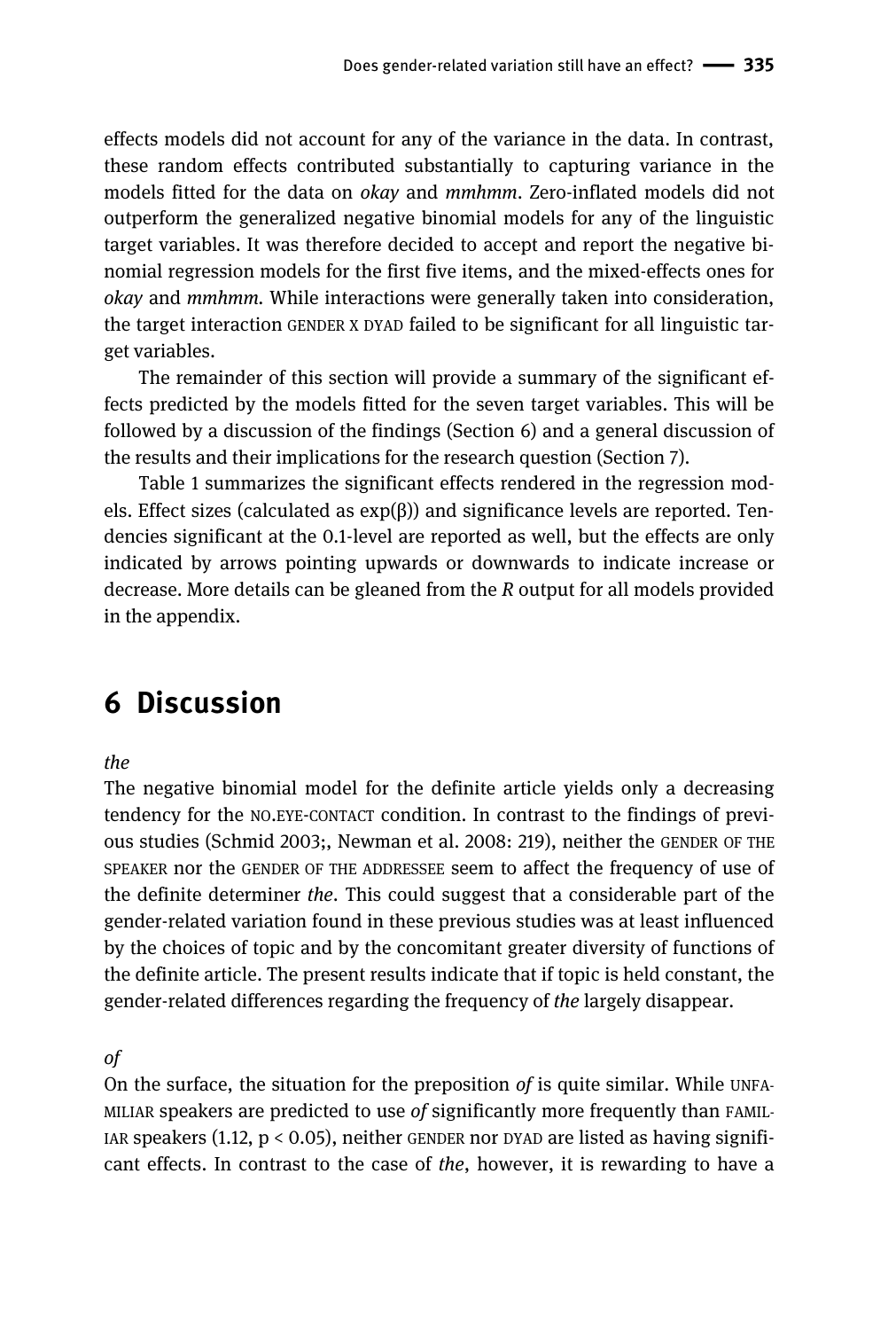effects models did not account for any of the variance in the data. In contrast, these random effects contributed substantially to capturing variance in the models fitted for the data on *okay* and *mmhmm*. Zero-inflated models did not outperform the generalized negative binomial models for any of the linguistic target variables. It was therefore decided to accept and report the negative binomial regression models for the first five items, and the mixed-effects ones for *okay* and *mmhmm*. While interactions were generally taken into consideration, the target interaction GENDER X DYAD failed to be significant for all linguistic target variables.

The remainder of this section will provide a summary of the significant effects predicted by the models fitted for the seven target variables. This will be followed by a discussion of the findings (Section 6) and a general discussion of the results and their implications for the research question (Section 7).

Table 1 summarizes the significant effects rendered in the regression models. Effect sizes (calculated as exp(β)) and significance levels are reported. Tendencies significant at the 0.1-level are reported as well, but the effects are only indicated by arrows pointing upwards or downwards to indicate increase or decrease. More details can be gleaned from the *R* output for all models provided in the appendix.

# 6 Discussion

*the*

The negative binomial model for the definite article yields only a decreasing tendency for the NO.EYE-CONTACT condition. In contrast to the findings of previous studies (Schmid 2003;, Newman et al. 2008: 219), neither the GENDER OF THE SPEAKER nor the GENDER OF THE ADDRESSEE seem to affect the frequency of use of the definite determiner *the*. This could suggest that a considerable part of the gender-related variation found in these previous studies was at least influenced by the choices of topic and by the concomitant greater diversity of functions of the definite article. The present results indicate that if topic is held constant, the gender-related differences regarding the frequency of *the* largely disappear.

*of*

On the surface, the situation for the preposition *of* is quite similar. While UNFAMILIAR speakers are predicted to use *of* significantly more frequently than FAMILIAR speakers (1.12, $p < 0.05$), neither GENDER nor DYAD are listed as having significant effects. In contrast to the case of *the*, however, it is rewarding to have a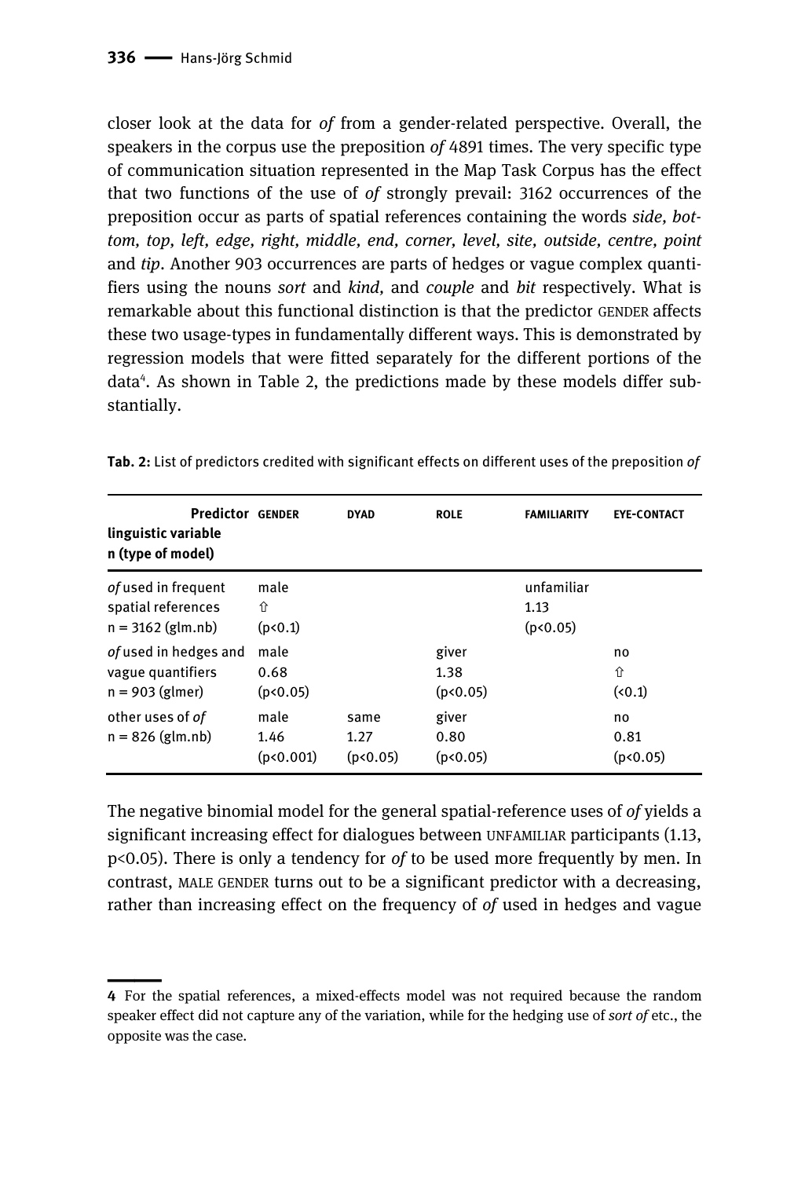closer look at the data for *of* from a gender-related perspective. Overall, the speakers in the corpus use the preposition *of* 4891 times. The very specific type of communication situation represented in the Map Task Corpus has the effect that two functions of the use of *of* strongly prevail: 3162 occurrences of the preposition occur as parts of spatial references containing the words *side, bottom, top, left, edge, right, middle, end, corner, level, site, outside, centre, point* and *tip*. Another 903 occurrences are parts of hedges or vague complex quantifiers using the nouns *sort* and *kind,* and *couple* and *bit* respectively. What is remarkable about this functional distinction is that the predictor GENDER affects these two usage-types in fundamentally different ways. This is demonstrated by regression models that were fitted separately for the different portions of the data[4]. As shown in Table 2, the predictions made by these models differ substantially.

**Tab. 2:** List of predictors credited with significant effects on different uses of the preposition *of*

| **Predictor** / **linguistic variable** / **n (type of model)** | GENDER | DYAD | ROLE | FAMILIARITY | EYE-CONTACT |
|---|---|---|---|---|---|
| *of* used in frequent spatial references n = 3162 (glm.nb) | male ⇧ ($p<0.1$) | | | unfamiliar 1.13 ($p<0.05$) | |
| *of* used in hedges and vague quantifiers n = 903 (glmer) | male 0.68 ($p<0.05$) | | giver 1.38 ($p<0.05$) | | no ⇧ ($<0.1$) |
| other uses of *of* n = 826 (glm.nb) | male 1.46 ($p<0.001$) | same 1.27 ($p<0.05$) | giver 0.80 ($p<0.05$) | | no 0.81 ($p<0.05$) |

The negative binomial model for the general spatial-reference uses of *of* yields a significant increasing effect for dialogues between UNFAMILIAR participants (1.13, $p<0.05$). There is only a tendency for *of* to be used more frequently by men. In contrast, MALE GENDER turns out to be a significant predictor with a decreasing, rather than increasing effect on the frequency of *of* used in hedges and vague

4 For the spatial references, a mixed-effects model was not required because the random speaker effect did not capture any of the variation, while for the hedging use of *sort of* etc., the opposite was the case.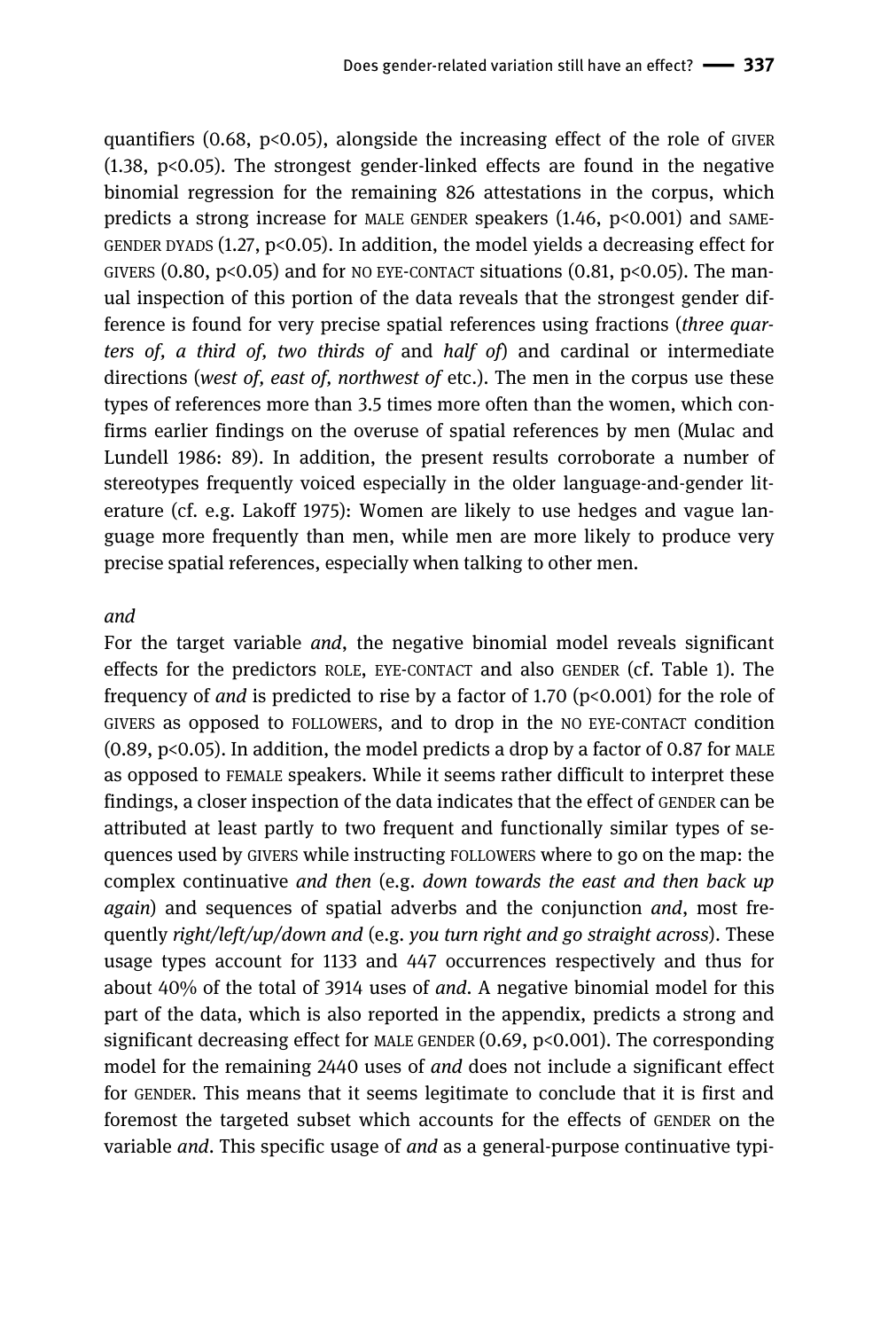quantifiers (0.68, $p<0.05$), alongside the increasing effect of the role of GIVER (1.38, $p<0.05$). The strongest gender-linked effects are found in the negative binomial regression for the remaining 826 attestations in the corpus, which predicts a strong increase for MALE GENDER speakers (1.46, $p<0.001$) and SAME-GENDER DYADS (1.27, $p<0.05$). In addition, the model yields a decreasing effect for GIVERS (0.80, $p<0.05$) and for NO EYE-CONTACT situations (0.81, $p<0.05$). The manual inspection of this portion of the data reveals that the strongest gender difference is found for very precise spatial references using fractions (*three quarters of, a third of, two thirds of* and *half of*) and cardinal or intermediate directions (*west of, east of, northwest of* etc.). The men in the corpus use these types of references more than 3.5 times more often than the women, which confirms earlier findings on the overuse of spatial references by men (Mulac and Lundell 1986: 89). In addition, the present results corroborate a number of stereotypes frequently voiced especially in the older language-and-gender literature (cf. e.g. Lakoff 1975): Women are likely to use hedges and vague language more frequently than men, while men are more likely to produce very precise spatial references, especially when talking to other men.

*and*

For the target variable *and*, the negative binomial model reveals significant effects for the predictors ROLE, EYE-CONTACT and also GENDER (cf. Table 1). The frequency of *and* is predicted to rise by a factor of 1.70 ($p<0.001$) for the role of GIVERS as opposed to FOLLOWERS, and to drop in the NO EYE-CONTACT condition (0.89, $p<0.05$). In addition, the model predicts a drop by a factor of 0.87 for MALE as opposed to FEMALE speakers. While it seems rather difficult to interpret these findings, a closer inspection of the data indicates that the effect of GENDER can be attributed at least partly to two frequent and functionally similar types of sequences used by GIVERS while instructing FOLLOWERS where to go on the map: the complex continuative *and then* (e.g. *down towards the east and then back up again*) and sequences of spatial adverbs and the conjunction *and*, most frequently *right/left/up/down and* (e.g. *you turn right and go straight across*). These usage types account for 1133 and 447 occurrences respectively and thus for about 40% of the total of 3914 uses of *and*. A negative binomial model for this part of the data, which is also reported in the appendix, predicts a strong and significant decreasing effect for MALE GENDER (0.69, $p<0.001$). The corresponding model for the remaining 2440 uses of *and* does not include a significant effect for GENDER. This means that it seems legitimate to conclude that it is first and foremost the targeted subset which accounts for the effects of GENDER on the variable *and*. This specific usage of *and* as a general-purpose continuative typi-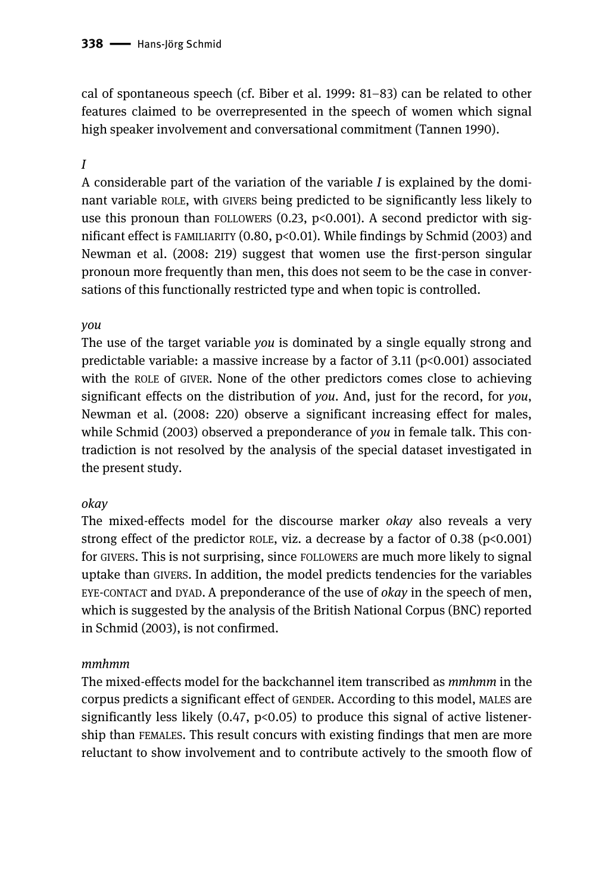cal of spontaneous speech (cf. Biber et al. 1999: 81–83) can be related to other features claimed to be overrepresented in the speech of women which signal high speaker involvement and conversational commitment (Tannen 1990).

*I*

A considerable part of the variation of the variable *I* is explained by the dominant variable ROLE, with GIVERS being predicted to be significantly less likely to use this pronoun than FOLLOWERS (0.23, $p<0.001$). A second predictor with significant effect is FAMILIARITY (0.80, $p<0.01$). While findings by Schmid (2003) and Newman et al. (2008: 219) suggest that women use the first-person singular pronoun more frequently than men, this does not seem to be the case in conversations of this functionally restricted type and when topic is controlled.

*you*

The use of the target variable *you* is dominated by a single equally strong and predictable variable: a massive increase by a factor of 3.11 ($p<0.001$) associated with the ROLE of GIVER. None of the other predictors comes close to achieving significant effects on the distribution of *you*. And, just for the record, for *you*, Newman et al. (2008: 220) observe a significant increasing effect for males, while Schmid (2003) observed a preponderance of *you* in female talk. This contradiction is not resolved by the analysis of the special dataset investigated in the present study.

*okay*

The mixed-effects model for the discourse marker *okay* also reveals a very strong effect of the predictor ROLE, viz. a decrease by a factor of 0.38 ($p<0.001$) for GIVERS. This is not surprising, since FOLLOWERS are much more likely to signal uptake than GIVERS. In addition, the model predicts tendencies for the variables EYE-CONTACT and DYAD. A preponderance of the use of *okay* in the speech of men, which is suggested by the analysis of the British National Corpus (BNC) reported in Schmid (2003), is not confirmed.

*mmhmm*

The mixed-effects model for the backchannel item transcribed as *mmhmm* in the corpus predicts a significant effect of GENDER. According to this model, MALES are significantly less likely (0.47, $p<0.05$) to produce this signal of active listenership than FEMALES. This result concurs with existing findings that men are more reluctant to show involvement and to contribute actively to the smooth flow of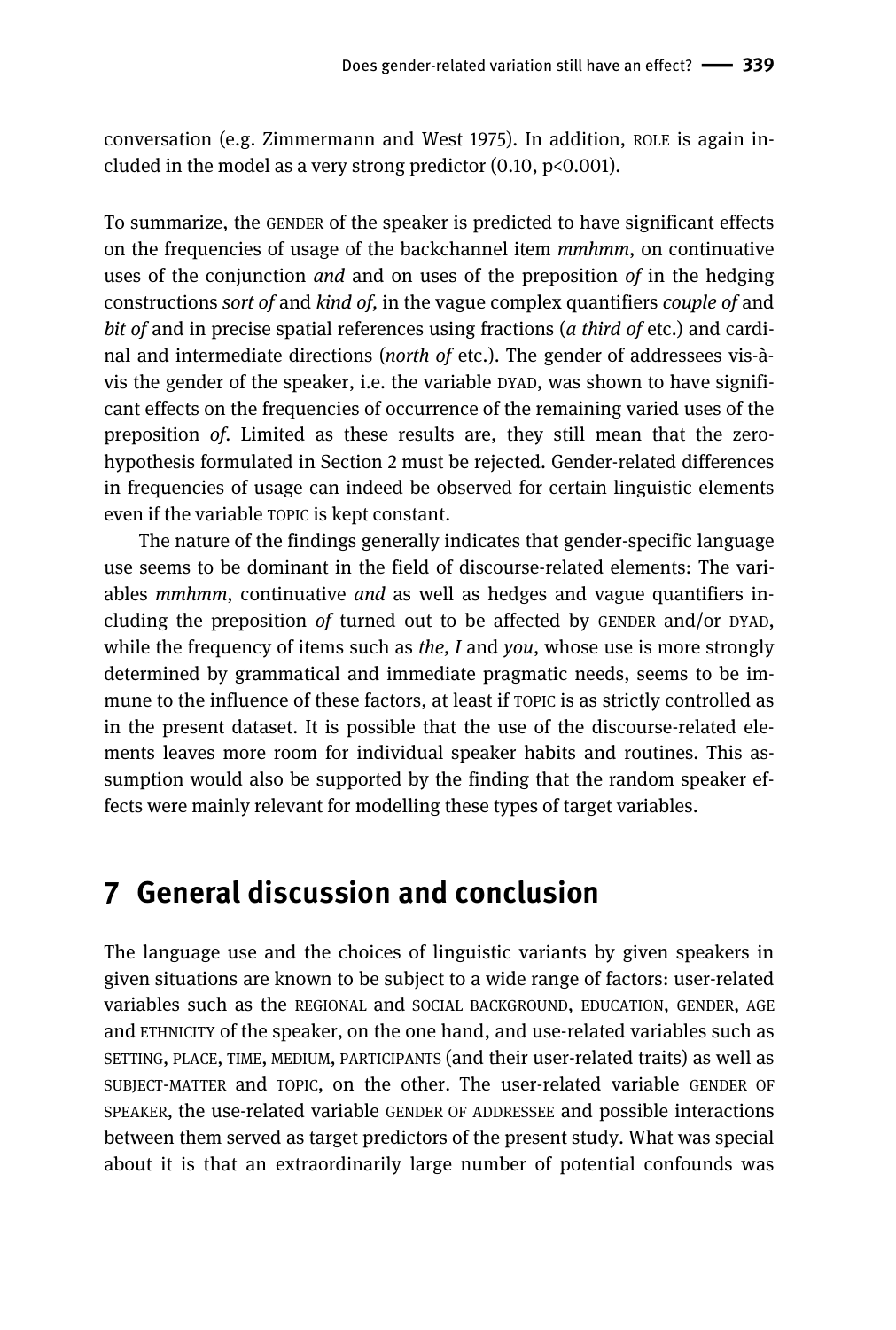conversation (e.g. Zimmermann and West 1975). In addition, ROLE is again included in the model as a very strong predictor (0.10, $p<0.001$).

To summarize, the GENDER of the speaker is predicted to have significant effects on the frequencies of usage of the backchannel item *mmhmm*, on continuative uses of the conjunction *and* and on uses of the preposition *of* in the hedging constructions *sort of* and *kind of*, in the vague complex quantifiers *couple of* and *bit of* and in precise spatial references using fractions (*a third of* etc.) and cardinal and intermediate directions (*north of* etc.). The gender of addressees vis-à-vis the gender of the speaker, i.e. the variable DYAD, was shown to have significant effects on the frequencies of occurrence of the remaining varied uses of the preposition *of*. Limited as these results are, they still mean that the zero-hypothesis formulated in Section 2 must be rejected. Gender-related differences in frequencies of usage can indeed be observed for certain linguistic elements even if the variable TOPIC is kept constant.

The nature of the findings generally indicates that gender-specific language use seems to be dominant in the field of discourse-related elements: The variables *mmhmm*, continuative *and* as well as hedges and vague quantifiers including the preposition *of* turned out to be affected by GENDER and/or DYAD, while the frequency of items such as *the, I* and *you*, whose use is more strongly determined by grammatical and immediate pragmatic needs, seems to be immune to the influence of these factors, at least if TOPIC is as strictly controlled as in the present dataset. It is possible that the use of the discourse-related elements leaves more room for individual speaker habits and routines. This assumption would also be supported by the finding that the random speaker effects were mainly relevant for modelling these types of target variables.

## 7 General discussion and conclusion

The language use and the choices of linguistic variants by given speakers in given situations are known to be subject to a wide range of factors: user-related variables such as the REGIONAL and SOCIAL BACKGROUND, EDUCATION, GENDER, AGE and ETHNICITY of the speaker, on the one hand, and use-related variables such as SETTING, PLACE, TIME, MEDIUM, PARTICIPANTS (and their user-related traits) as well as SUBJECT-MATTER and TOPIC, on the other. The user-related variable GENDER OF SPEAKER, the use-related variable GENDER OF ADDRESSEE and possible interactions between them served as target predictors of the present study. What was special about it is that an extraordinarily large number of potential confounds was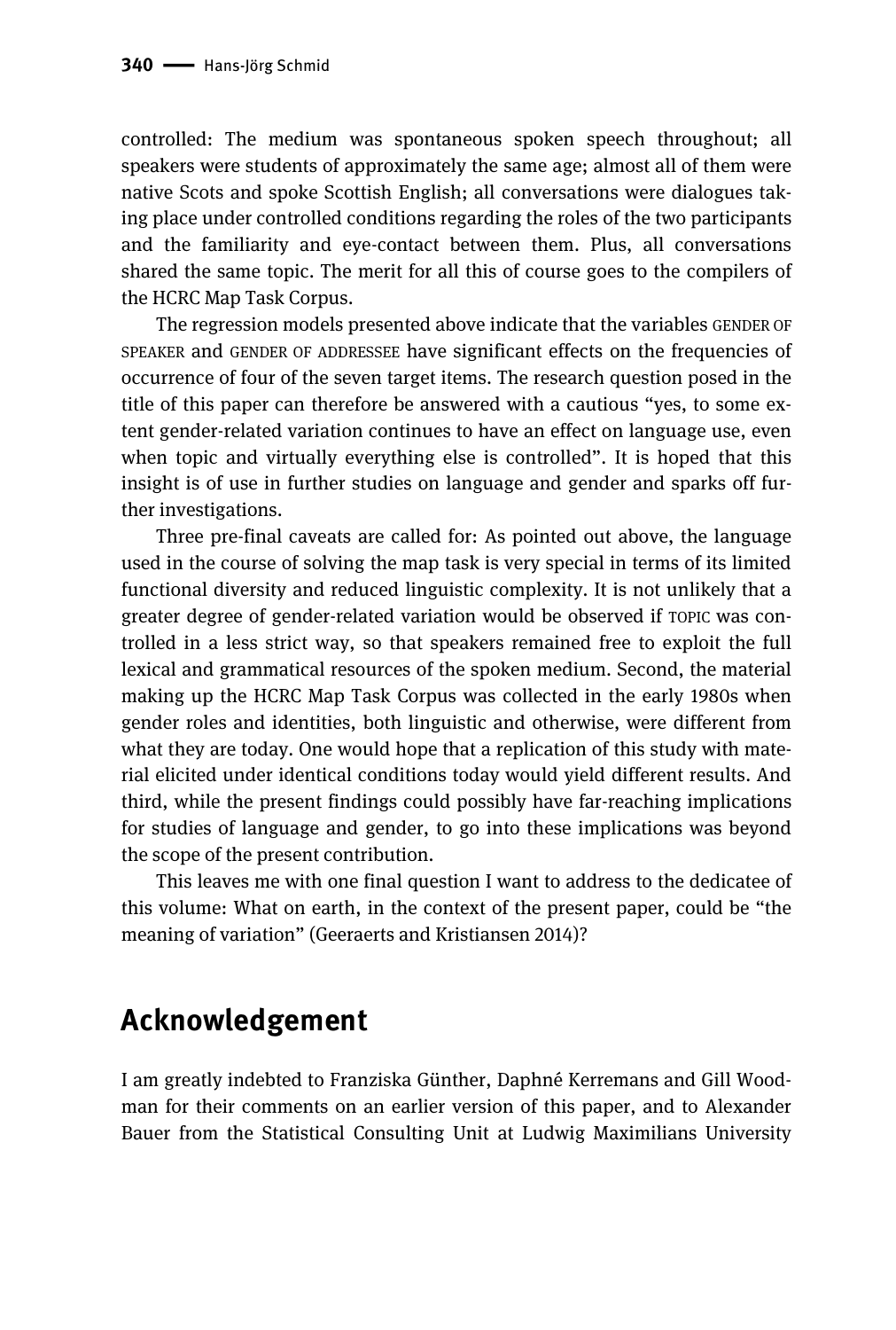controlled: The medium was spontaneous spoken speech throughout; all speakers were students of approximately the same age; almost all of them were native Scots and spoke Scottish English; all conversations were dialogues taking place under controlled conditions regarding the roles of the two participants and the familiarity and eye-contact between them. Plus, all conversations shared the same topic. The merit for all this of course goes to the compilers of the HCRC Map Task Corpus.

The regression models presented above indicate that the variables GENDER OF SPEAKER and GENDER OF ADDRESSEE have significant effects on the frequencies of occurrence of four of the seven target items. The research question posed in the title of this paper can therefore be answered with a cautious "yes, to some extent gender-related variation continues to have an effect on language use, even when topic and virtually everything else is controlled". It is hoped that this insight is of use in further studies on language and gender and sparks off further investigations.

Three pre-final caveats are called for: As pointed out above, the language used in the course of solving the map task is very special in terms of its limited functional diversity and reduced linguistic complexity. It is not unlikely that a greater degree of gender-related variation would be observed if TOPIC was controlled in a less strict way, so that speakers remained free to exploit the full lexical and grammatical resources of the spoken medium. Second, the material making up the HCRC Map Task Corpus was collected in the early 1980s when gender roles and identities, both linguistic and otherwise, were different from what they are today. One would hope that a replication of this study with material elicited under identical conditions today would yield different results. And third, while the present findings could possibly have far-reaching implications for studies of language and gender, to go into these implications was beyond the scope of the present contribution.

This leaves me with one final question I want to address to the dedicatee of this volume: What on earth, in the context of the present paper, could be "the meaning of variation" (Geeraerts and Kristiansen 2014)?

## Acknowledgement

I am greatly indebted to Franziska Günther, Daphné Kerremans and Gill Woodman for their comments on an earlier version of this paper, and to Alexander Bauer from the Statistical Consulting Unit at Ludwig Maximilians University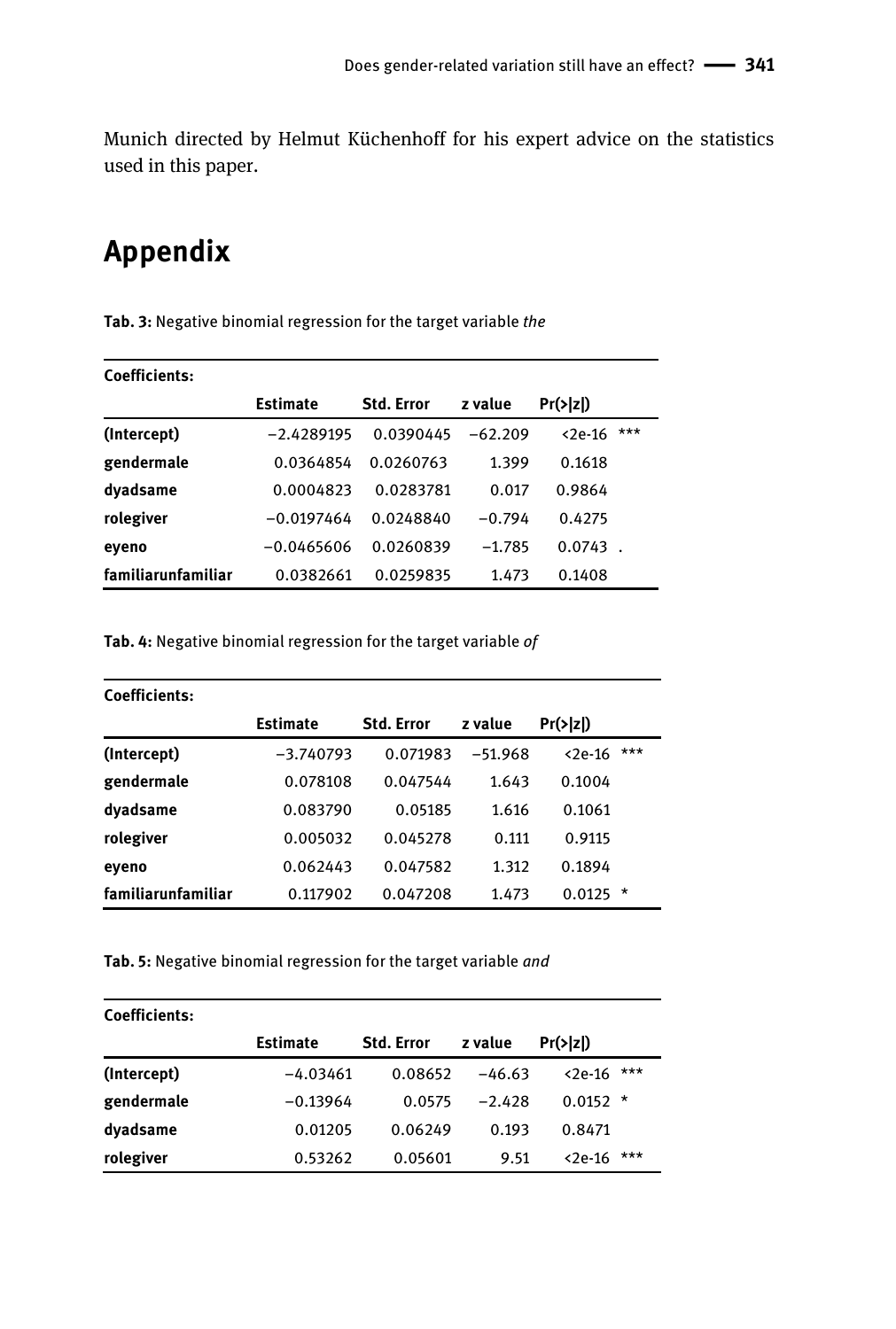Munich directed by Helmut Küchenhoff for his expert advice on the statistics used in this paper.

# Appendix

**Tab. 3:** Negative binomial regression for the target variable *the*

| Coefficients: | | | | | |
|---|---|---|---|---|---|
| | **Estimate** | **Std. Error** | **z value** | **Pr(>\|z\|)** | |
| **(Intercept)** | −2.4289195 | 0.0390445 | −62.209 | <2e-16 | *** |
| **gendermale** | 0.0364854 | 0.0260763 | 1.399 | 0.1618 | |
| **dyadsame** | 0.0004823 | 0.0283781 | 0.017 | 0.9864 | |
| **rolegiver** | −0.0197464 | 0.0248840 | −0.794 | 0.4275 | |
| **eyeno** | −0.0465606 | 0.0260839 | −1.785 | 0.0743 | . |
| **familiarunfamiliar** | 0.0382661 | 0.0259835 | 1.473 | 0.1408 | |

**Tab. 4:** Negative binomial regression for the target variable *of*

| Coefficients: | | | | | |
|---|---|---|---|---|---|
| | **Estimate** | **Std. Error** | **z value** | **Pr(>\|z\|)** | |
| **(Intercept)** | −3.740793 | 0.071983 | −51.968 | <2e-16 | *** |
| **gendermale** | 0.078108 | 0.047544 | 1.643 | 0.1004 | |
| **dyadsame** | 0.083790 | 0.05185 | 1.616 | 0.1061 | |
| **rolegiver** | 0.005032 | 0.045278 | 0.111 | 0.9115 | |
| **eyeno** | 0.062443 | 0.047582 | 1.312 | 0.1894 | |
| **familiarunfamiliar** | 0.117902 | 0.047208 | 1.473 | 0.0125 | * |

**Tab. 5:** Negative binomial regression for the target variable *and*

| Coefficients: | | | | | |
|---|---|---|---|---|---|
| | **Estimate** | **Std. Error** | **z value** | **Pr(>\|z\|)** | |
| **(Intercept)** | −4.03461 | 0.08652 | −46.63 | <2e-16 | *** |
| **gendermale** | −0.13964 | 0.0575 | −2.428 | 0.0152 | * |
| **dyadsame** | 0.01205 | 0.06249 | 0.193 | 0.8471 | |
| **rolegiver** | 0.53262 | 0.05601 | 9.51 | <2e-16 | *** |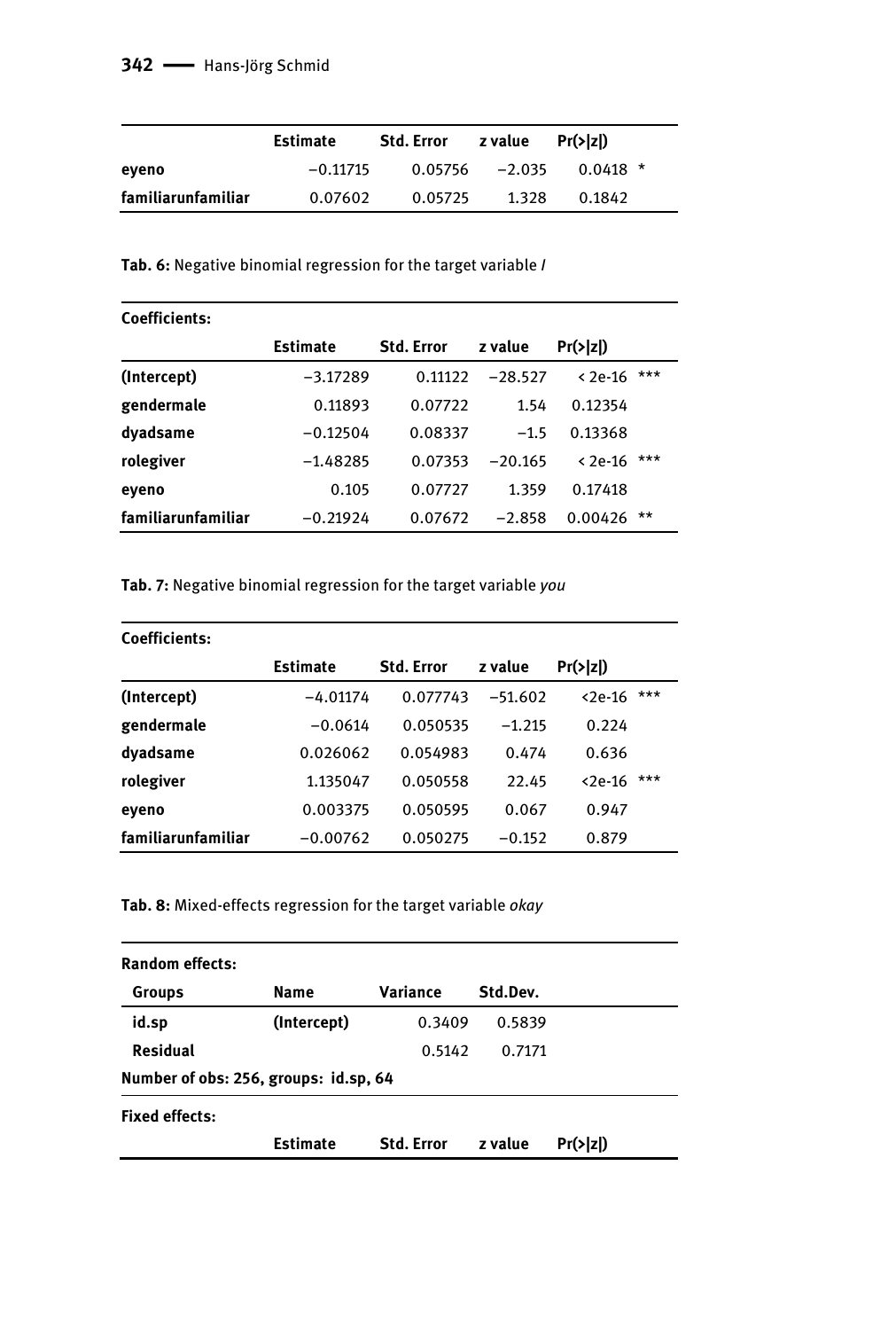| | Estimate | Std. Error | z value | Pr(>\|z\|) | |
|---|---|---|---|---|---|
| **eyeno** | −0.11715 | 0.05756 | −2.035 | 0.0418 | * |
| **familiarunfamiliar** | 0.07602 | 0.05725 | 1.328 | 0.1842 | |

**Tab. 6:** Negative binomial regression for the target variable *I*

| **Coefficients:** | | | | | |
|---|---|---|---|---|---|
| | **Estimate** | **Std. Error** | **z value** | **Pr(>\|z\|)** | |
| **(Intercept)** | −3.17289 | 0.11122 | −28.527 | < 2e-16 | *** |
| **gendermale** | 0.11893 | 0.07722 | 1.54 | 0.12354 | |
| **dyadsame** | −0.12504 | 0.08337 | −1.5 | 0.13368 | |
| **rolegiver** | −1.48285 | 0.07353 | −20.165 | < 2e-16 | *** |
| **eyeno** | 0.105 | 0.07727 | 1.359 | 0.17418 | |
| **familiarunfamiliar** | −0.21924 | 0.07672 | −2.858 | 0.00426 | ** |

**Tab. 7:** Negative binomial regression for the target variable *you*

| **Coefficients:** | | | | | |
|---|---|---|---|---|---|
| | **Estimate** | **Std. Error** | **z value** | **Pr(>\|z\|)** | |
| **(Intercept)** | −4.01174 | 0.077743 | −51.602 | <2e-16 | *** |
| **gendermale** | −0.0614 | 0.050535 | −1.215 | 0.224 | |
| **dyadsame** | 0.026062 | 0.054983 | 0.474 | 0.636 | |
| **rolegiver** | 1.135047 | 0.050558 | 22.45 | <2e-16 | *** |
| **eyeno** | 0.003375 | 0.050595 | 0.067 | 0.947 | |
| **familiarunfamiliar** | −0.00762 | 0.050275 | −0.152 | 0.879 | |

**Tab. 8:** Mixed-effects regression for the target variable *okay*

| **Random effects:** | | | | |
|---|---|---|---|---|
| **Groups** | **Name** | **Variance** | **Std.Dev.** | |
| **id.sp** | **(Intercept)** | 0.3409 | 0.5839 | |
| **Residual** | | 0.5142 | 0.7171 | |
| **Number of obs: 256, groups: id.sp, 64** | | | | |
| **Fixed effects:** | | | | |
| | **Estimate** | **Std. Error** | **z value** | **Pr(>\|z\|)** |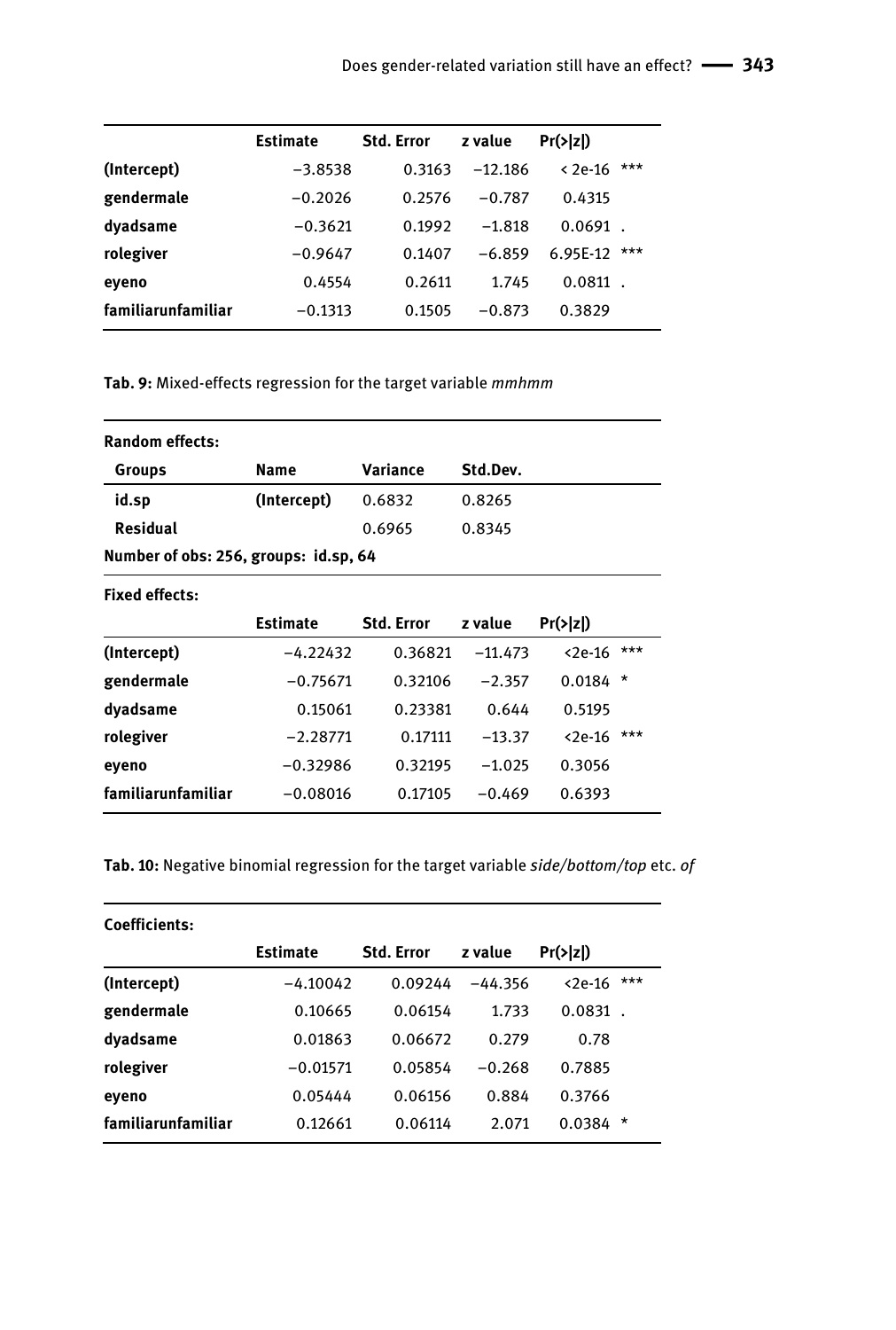|  | Estimate | Std. Error | z value | Pr(>\|z\|) |  |
|---|---|---|---|---|---|
| **(Intercept)** | −3.8538 | 0.3163 | −12.186 | < 2e-16 | *** |
| **gendermale** | −0.2026 | 0.2576 | −0.787 | 0.4315 |  |
| **dyadsame** | −0.3621 | 0.1992 | −1.818 | 0.0691 | . |
| **rolegiver** | −0.9647 | 0.1407 | −6.859 | 6.95E-12 | *** |
| **eyeno** | 0.4554 | 0.2611 | 1.745 | 0.0811 | . |
| **familiarunfamiliar** | −0.1313 | 0.1505 | −0.873 | 0.3829 |  |

**Tab. 9:** Mixed-effects regression for the target variable *mmhmm*

**Random effects:**

| Groups | Name | Variance | Std.Dev. |
|---|---|---|---|
| **id.sp** | **(Intercept)** | 0.6832 | 0.8265 |
| **Residual** |  | 0.6965 | 0.8345 |

**Number of obs: 256, groups: id.sp, 64**

**Fixed effects:**

|  | Estimate | Std. Error | z value | Pr(>\|z\|) |  |
|---|---|---|---|---|---|
| **(Intercept)** | −4.22432 | 0.36821 | −11.473 | <2e-16 | *** |
| **gendermale** | −0.75671 | 0.32106 | −2.357 | 0.0184 | * |
| **dyadsame** | 0.15061 | 0.23381 | 0.644 | 0.5195 |  |
| **rolegiver** | −2.28771 | 0.17111 | −13.37 | <2e-16 | *** |
| **eyeno** | −0.32986 | 0.32195 | −1.025 | 0.3056 |  |
| **familiarunfamiliar** | −0.08016 | 0.17105 | −0.469 | 0.6393 |  |

**Tab. 10:** Negative binomial regression for the target variable *side/bottom/top* etc. *of*

**Coefficients:**

|  | Estimate | Std. Error | z value | Pr(>\|z\|) |  |
|---|---|---|---|---|---|
| **(Intercept)** | −4.10042 | 0.09244 | −44.356 | <2e-16 | *** |
| **gendermale** | 0.10665 | 0.06154 | 1.733 | 0.0831 | . |
| **dyadsame** | 0.01863 | 0.06672 | 0.279 | 0.78 |  |
| **rolegiver** | −0.01571 | 0.05854 | −0.268 | 0.7885 |  |
| **eyeno** | 0.05444 | 0.06156 | 0.884 | 0.3766 |  |
| **familiarunfamiliar** | 0.12661 | 0.06114 | 2.071 | 0.0384 | * |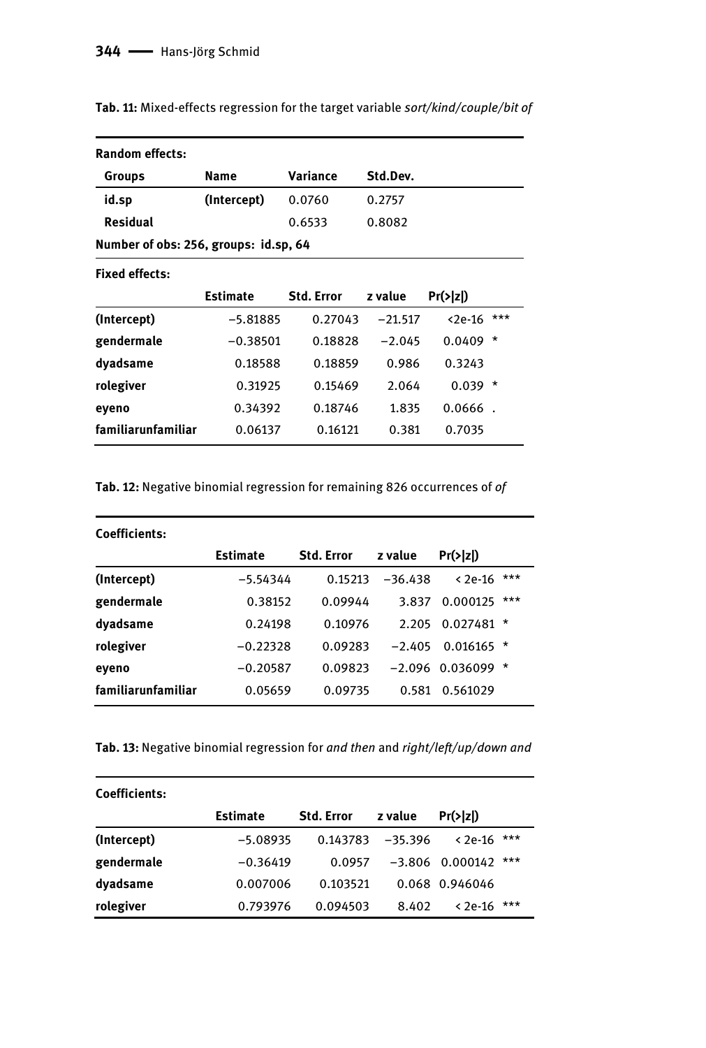**Tab. 11:** Mixed-effects regression for the target variable *sort/kind/couple/bit of*

**Random effects:**

| Groups | Name | Variance | Std.Dev. |
|---|---|---|---|
| id.sp | (Intercept) | 0.0760 | 0.2757 |
| Residual | | 0.6533 | 0.8082 |

Number of obs: 256, groups: id.sp, 64

**Fixed effects:**

| | Estimate | Std. Error | z value | Pr(>\|z\|) | |
|---|---|---|---|---|---|
| (Intercept) | −5.81885 | 0.27043 | −21.517 | <2e-16 | *** |
| gendermale | −0.38501 | 0.18828 | −2.045 | 0.0409 | * |
| dyadsame | 0.18588 | 0.18859 | 0.986 | 0.3243 | |
| rolegiver | 0.31925 | 0.15469 | 2.064 | 0.039 | * |
| eyeno | 0.34392 | 0.18746 | 1.835 | 0.0666 | . |
| familiarunfamiliar | 0.06137 | 0.16121 | 0.381 | 0.7035 | |

**Tab. 12:** Negative binomial regression for remaining 826 occurrences of *of*

**Coefficients:**

| | Estimate | Std. Error | z value | Pr(>\|z\|) | |
|---|---|---|---|---|---|
| (Intercept) | −5.54344 | 0.15213 | −36.438 | < 2e-16 | *** |
| gendermale | 0.38152 | 0.09944 | 3.837 | 0.000125 | *** |
| dyadsame | 0.24198 | 0.10976 | 2.205 | 0.027481 | * |
| rolegiver | −0.22328 | 0.09283 | −2.405 | 0.016165 | * |
| eyeno | −0.20587 | 0.09823 | −2.096 | 0.036099 | * |
| familiarunfamiliar | 0.05659 | 0.09735 | 0.581 | 0.561029 | |

**Tab. 13:** Negative binomial regression for *and then* and *right/left/up/down and*

**Coefficients:**

| | Estimate | Std. Error | z value | Pr(>\|z\|) | |
|---|---|---|---|---|---|
| (Intercept) | −5.08935 | 0.143783 | −35.396 | < 2e-16 | *** |
| gendermale | −0.36419 | 0.0957 | −3.806 | 0.000142 | *** |
| dyadsame | 0.007006 | 0.103521 | 0.068 | 0.946046 | |
| rolegiver | 0.793976 | 0.094503 | 8.402 | < 2e-16 | *** |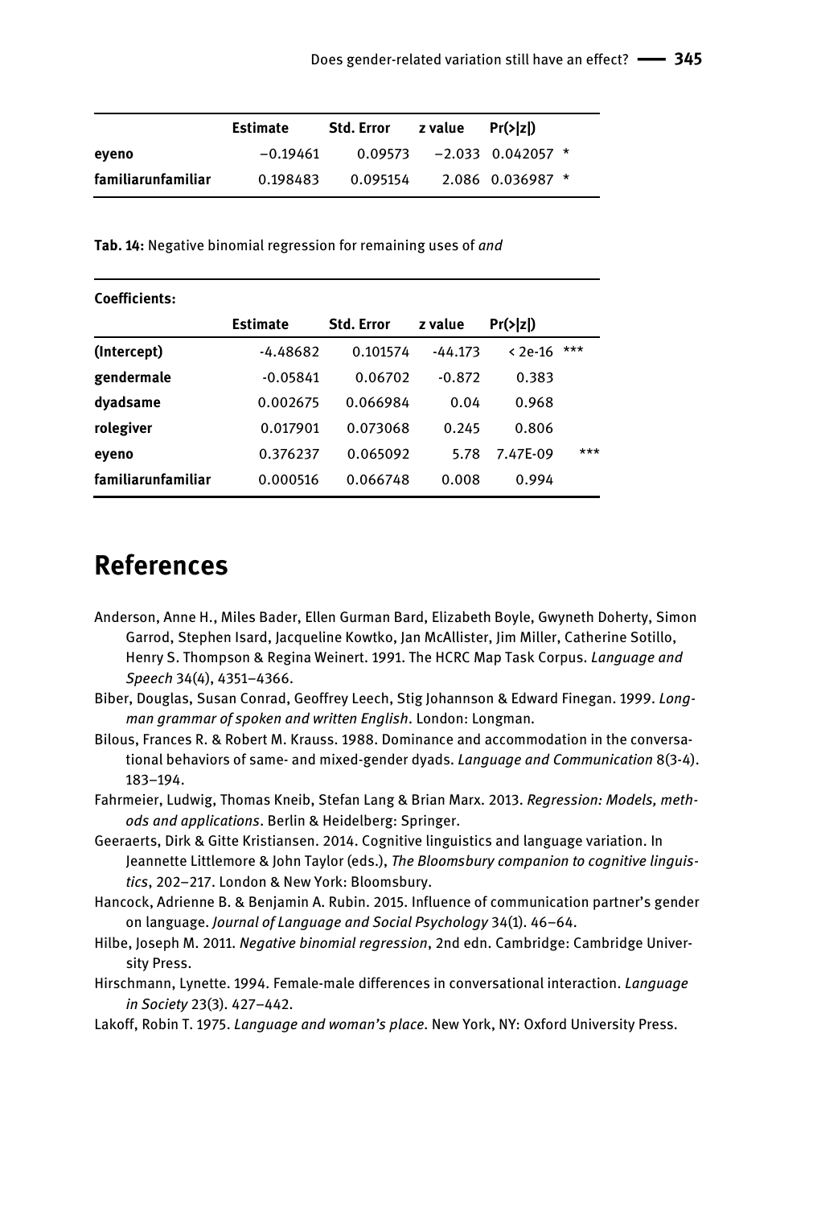| | Estimate | Std. Error | z value | Pr(>\|z\|) | |
|---|---|---|---|---|---|
| **eyeno** | −0.19461 | 0.09573 | −2.033 | 0.042057 | * |
| **familiarunfamiliar** | 0.198483 | 0.095154 | 2.086 | 0.036987 | * |

**Tab. 14:** Negative binomial regression for remaining uses of *and*

**Coefficients:**

| | Estimate | Std. Error | z value | Pr(>\|z\|) | |
|---|---|---|---|---|---|
| **(Intercept)** | -4.48682 | 0.101574 | -44.173 | < 2e-16 | *** |
| **gendermale** | -0.05841 | 0.06702 | -0.872 | 0.383 | |
| **dyadsame** | 0.002675 | 0.066984 | 0.04 | 0.968 | |
| **rolegiver** | 0.017901 | 0.073068 | 0.245 | 0.806 | |
| **eyeno** | 0.376237 | 0.065092 | 5.78 | 7.47E-09 | *** |
| **familiarunfamiliar** | 0.000516 | 0.066748 | 0.008 | 0.994 | |

# References

Anderson, Anne H., Miles Bader, Ellen Gurman Bard, Elizabeth Boyle, Gwyneth Doherty, Simon Garrod, Stephen Isard, Jacqueline Kowtko, Jan McAllister, Jim Miller, Catherine Sotillo, Henry S. Thompson & Regina Weinert. 1991. The HCRC Map Task Corpus. *Language and Speech* 34(4), 4351–4366.

Biber, Douglas, Susan Conrad, Geoffrey Leech, Stig Johannson & Edward Finegan. 1999. *Longman grammar of spoken and written English*. London: Longman.

Bilous, Frances R. & Robert M. Krauss. 1988. Dominance and accommodation in the conversational behaviors of same- and mixed-gender dyads. *Language and Communication* 8(3-4). 183–194.

Fahrmeier, Ludwig, Thomas Kneib, Stefan Lang & Brian Marx. 2013. *Regression: Models, methods and applications*. Berlin & Heidelberg: Springer.

Geeraerts, Dirk & Gitte Kristiansen. 2014. Cognitive linguistics and language variation. In Jeannette Littlemore & John Taylor (eds.), *The Bloomsbury companion to cognitive linguistics*, 202–217. London & New York: Bloomsbury.

Hancock, Adrienne B. & Benjamin A. Rubin. 2015. Influence of communication partner's gender on language. *Journal of Language and Social Psychology* 34(1). 46–64.

Hilbe, Joseph M. 2011. *Negative binomial regression*, 2nd edn. Cambridge: Cambridge University Press.

Hirschmann, Lynette. 1994. Female-male differences in conversational interaction. *Language in Society* 23(3). 427–442.

Lakoff, Robin T. 1975. *Language and woman's place*. New York, NY: Oxford University Press.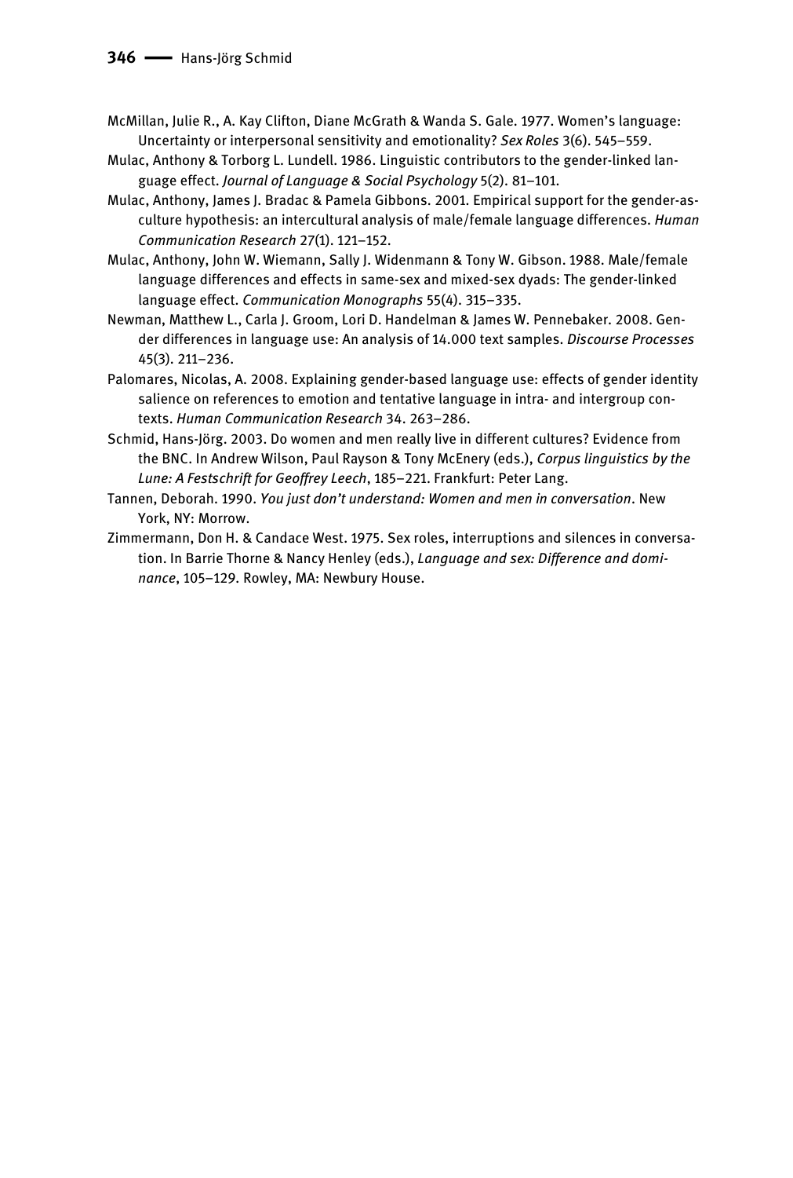McMillan, Julie R., A. Kay Clifton, Diane McGrath & Wanda S. Gale. 1977. Women's language: Uncertainty or interpersonal sensitivity and emotionality? *Sex Roles* 3(6). 545–559.

Mulac, Anthony & Torborg L. Lundell. 1986. Linguistic contributors to the gender-linked language effect. *Journal of Language & Social Psychology* 5(2). 81–101.

Mulac, Anthony, James J. Bradac & Pamela Gibbons. 2001. Empirical support for the gender-as-culture hypothesis: an intercultural analysis of male/female language differences. *Human Communication Research* 27(1). 121–152.

Mulac, Anthony, John W. Wiemann, Sally J. Widenmann & Tony W. Gibson. 1988. Male/female language differences and effects in same-sex and mixed-sex dyads: The gender-linked language effect. *Communication Monographs* 55(4). 315–335.

Newman, Matthew L., Carla J. Groom, Lori D. Handelman & James W. Pennebaker. 2008. Gender differences in language use: An analysis of 14.000 text samples. *Discourse Processes* 45(3). 211–236.

Palomares, Nicolas, A. 2008. Explaining gender-based language use: effects of gender identity salience on references to emotion and tentative language in intra- and intergroup contexts. *Human Communication Research* 34. 263–286.

Schmid, Hans-Jörg. 2003. Do women and men really live in different cultures? Evidence from the BNC. In Andrew Wilson, Paul Rayson & Tony McEnery (eds.), *Corpus linguistics by the Lune: A Festschrift for Geoffrey Leech*, 185–221. Frankfurt: Peter Lang.

Tannen, Deborah. 1990. *You just don't understand: Women and men in conversation*. New York, NY: Morrow.

Zimmermann, Don H. & Candace West. 1975. Sex roles, interruptions and silences in conversation. In Barrie Thorne & Nancy Henley (eds.), *Language and sex: Difference and dominance*, 105–129. Rowley, MA: Newbury House.